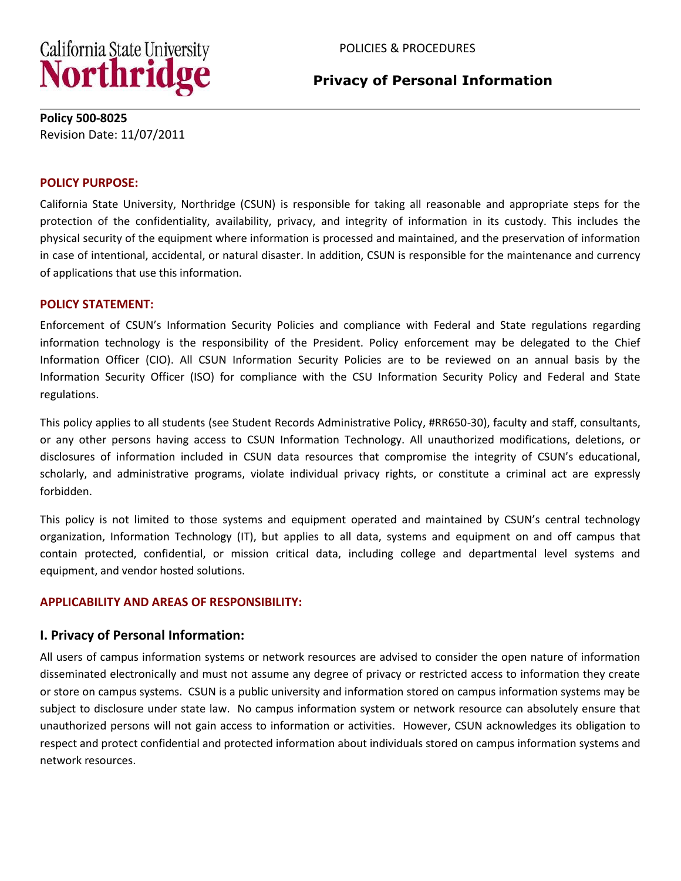California State University Northridge

POLICIES & PROCEDURES

# Privacy of Personal Information

**Policy 500-8025**
Revision Date: 11/07/2011

## POLICY PURPOSE:

California State University, Northridge (CSUN) is responsible for taking all reasonable and appropriate steps for the protection of the confidentiality, availability, privacy, and integrity of information in its custody. This includes the physical security of the equipment where information is processed and maintained, and the preservation of information in case of intentional, accidental, or natural disaster. In addition, CSUN is responsible for the maintenance and currency of applications that use this information.

## POLICY STATEMENT:

Enforcement of CSUN's Information Security Policies and compliance with Federal and State regulations regarding information technology is the responsibility of the President. Policy enforcement may be delegated to the Chief Information Officer (CIO). All CSUN Information Security Policies are to be reviewed on an annual basis by the Information Security Officer (ISO) for compliance with the CSU Information Security Policy and Federal and State regulations.

This policy applies to all students (see Student Records Administrative Policy, #RR650-30), faculty and staff, consultants, or any other persons having access to CSUN Information Technology. All unauthorized modifications, deletions, or disclosures of information included in CSUN data resources that compromise the integrity of CSUN's educational, scholarly, and administrative programs, violate individual privacy rights, or constitute a criminal act are expressly forbidden.

This policy is not limited to those systems and equipment operated and maintained by CSUN's central technology organization, Information Technology (IT), but applies to all data, systems and equipment on and off campus that contain protected, confidential, or mission critical data, including college and departmental level systems and equipment, and vendor hosted solutions.

## APPLICABILITY AND AREAS OF RESPONSIBILITY:

### I. Privacy of Personal Information:

All users of campus information systems or network resources are advised to consider the open nature of information disseminated electronically and must not assume any degree of privacy or restricted access to information they create or store on campus systems. CSUN is a public university and information stored on campus information systems may be subject to disclosure under state law. No campus information system or network resource can absolutely ensure that unauthorized persons will not gain access to information or activities. However, CSUN acknowledges its obligation to respect and protect confidential and protected information about individuals stored on campus information systems and network resources.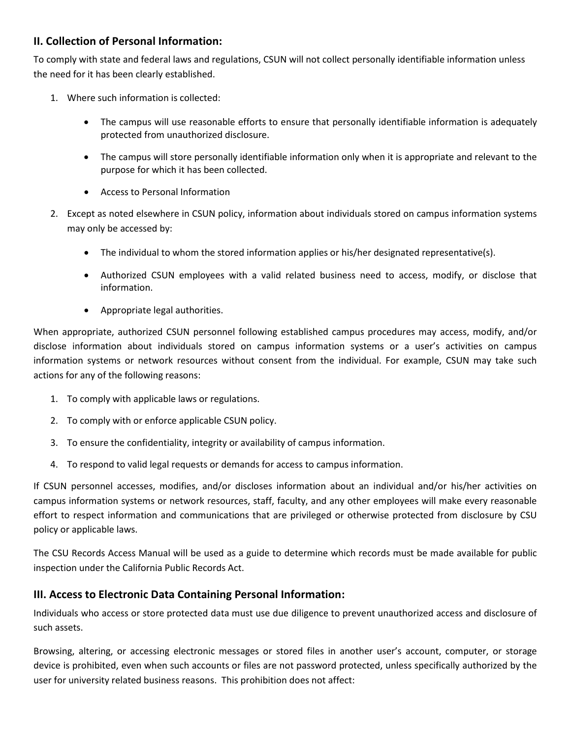## II. Collection of Personal Information:

To comply with state and federal laws and regulations, CSUN will not collect personally identifiable information unless the need for it has been clearly established.

1. Where such information is collected:

    - The campus will use reasonable efforts to ensure that personally identifiable information is adequately protected from unauthorized disclosure.
    - The campus will store personally identifiable information only when it is appropriate and relevant to the purpose for which it has been collected.
    - Access to Personal Information

2. Except as noted elsewhere in CSUN policy, information about individuals stored on campus information systems may only be accessed by:

    - The individual to whom the stored information applies or his/her designated representative(s).
    - Authorized CSUN employees with a valid related business need to access, modify, or disclose that information.
    - Appropriate legal authorities.

When appropriate, authorized CSUN personnel following established campus procedures may access, modify, and/or disclose information about individuals stored on campus information systems or a user's activities on campus information systems or network resources without consent from the individual. For example, CSUN may take such actions for any of the following reasons:

1. To comply with applicable laws or regulations.
2. To comply with or enforce applicable CSUN policy.
3. To ensure the confidentiality, integrity or availability of campus information.
4. To respond to valid legal requests or demands for access to campus information.

If CSUN personnel accesses, modifies, and/or discloses information about an individual and/or his/her activities on campus information systems or network resources, staff, faculty, and any other employees will make every reasonable effort to respect information and communications that are privileged or otherwise protected from disclosure by CSU policy or applicable laws.

The CSU Records Access Manual will be used as a guide to determine which records must be made available for public inspection under the California Public Records Act.

## III. Access to Electronic Data Containing Personal Information:

Individuals who access or store protected data must use due diligence to prevent unauthorized access and disclosure of such assets.

Browsing, altering, or accessing electronic messages or stored files in another user's account, computer, or storage device is prohibited, even when such accounts or files are not password protected, unless specifically authorized by the user for university related business reasons. This prohibition does not affect: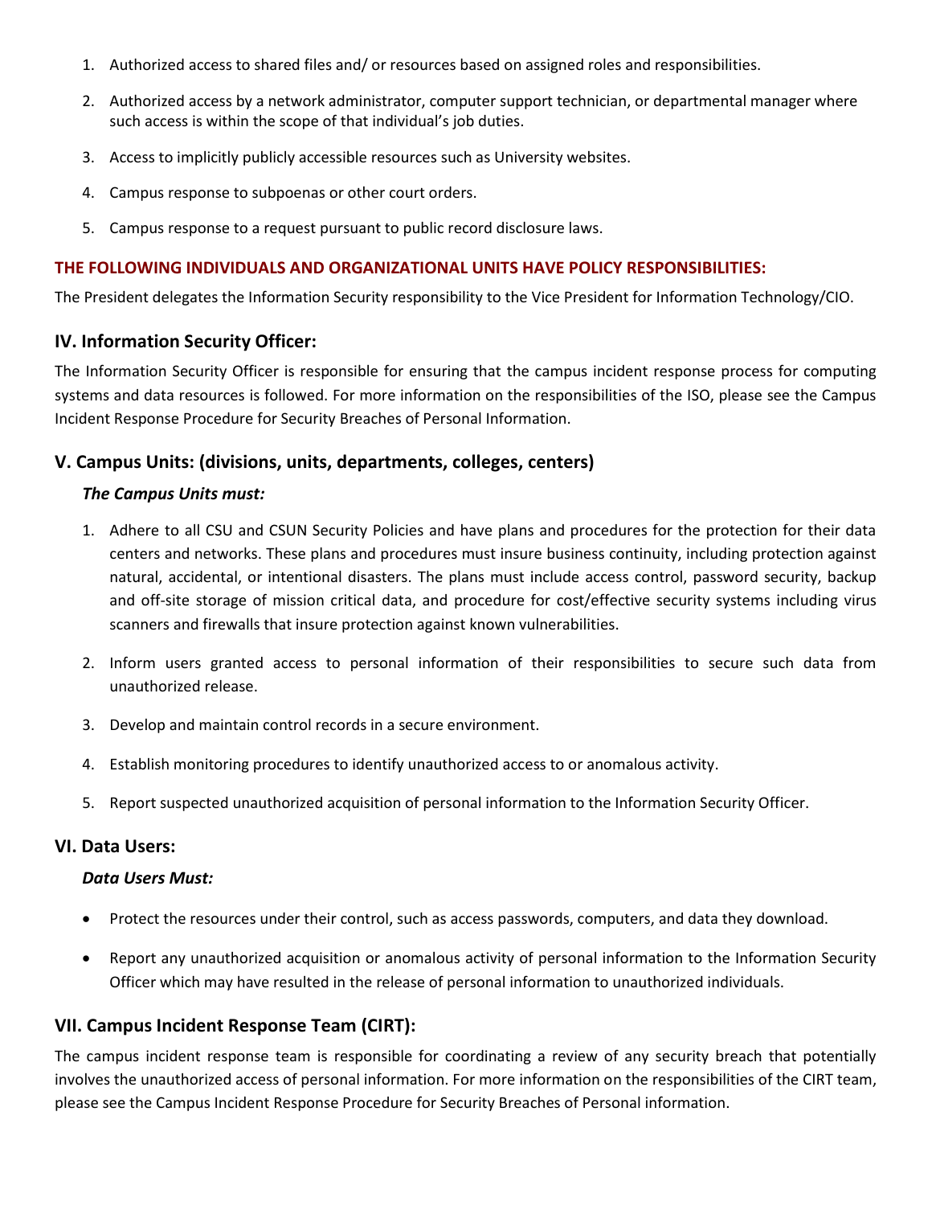1. Authorized access to shared files and/ or resources based on assigned roles and responsibilities.
2. Authorized access by a network administrator, computer support technician, or departmental manager where such access is within the scope of that individual's job duties.
3. Access to implicitly publicly accessible resources such as University websites.
4. Campus response to subpoenas or other court orders.
5. Campus response to a request pursuant to public record disclosure laws.

**THE FOLLOWING INDIVIDUALS AND ORGANIZATIONAL UNITS HAVE POLICY RESPONSIBILITIES:**

The President delegates the Information Security responsibility to the Vice President for Information Technology/CIO.

## IV. Information Security Officer:

The Information Security Officer is responsible for ensuring that the campus incident response process for computing systems and data resources is followed. For more information on the responsibilities of the ISO, please see the Campus Incident Response Procedure for Security Breaches of Personal Information.

## V. Campus Units: (divisions, units, departments, colleges, centers)

***The Campus Units must:***

1. Adhere to all CSU and CSUN Security Policies and have plans and procedures for the protection for their data centers and networks. These plans and procedures must insure business continuity, including protection against natural, accidental, or intentional disasters. The plans must include access control, password security, backup and off-site storage of mission critical data, and procedure for cost/effective security systems including virus scanners and firewalls that insure protection against known vulnerabilities.
2. Inform users granted access to personal information of their responsibilities to secure such data from unauthorized release.
3. Develop and maintain control records in a secure environment.
4. Establish monitoring procedures to identify unauthorized access to or anomalous activity.
5. Report suspected unauthorized acquisition of personal information to the Information Security Officer.

## VI. Data Users:

***Data Users Must:***

- Protect the resources under their control, such as access passwords, computers, and data they download.
- Report any unauthorized acquisition or anomalous activity of personal information to the Information Security Officer which may have resulted in the release of personal information to unauthorized individuals.

## VII. Campus Incident Response Team (CIRT):

The campus incident response team is responsible for coordinating a review of any security breach that potentially involves the unauthorized access of personal information. For more information on the responsibilities of the CIRT team, please see the Campus Incident Response Procedure for Security Breaches of Personal information.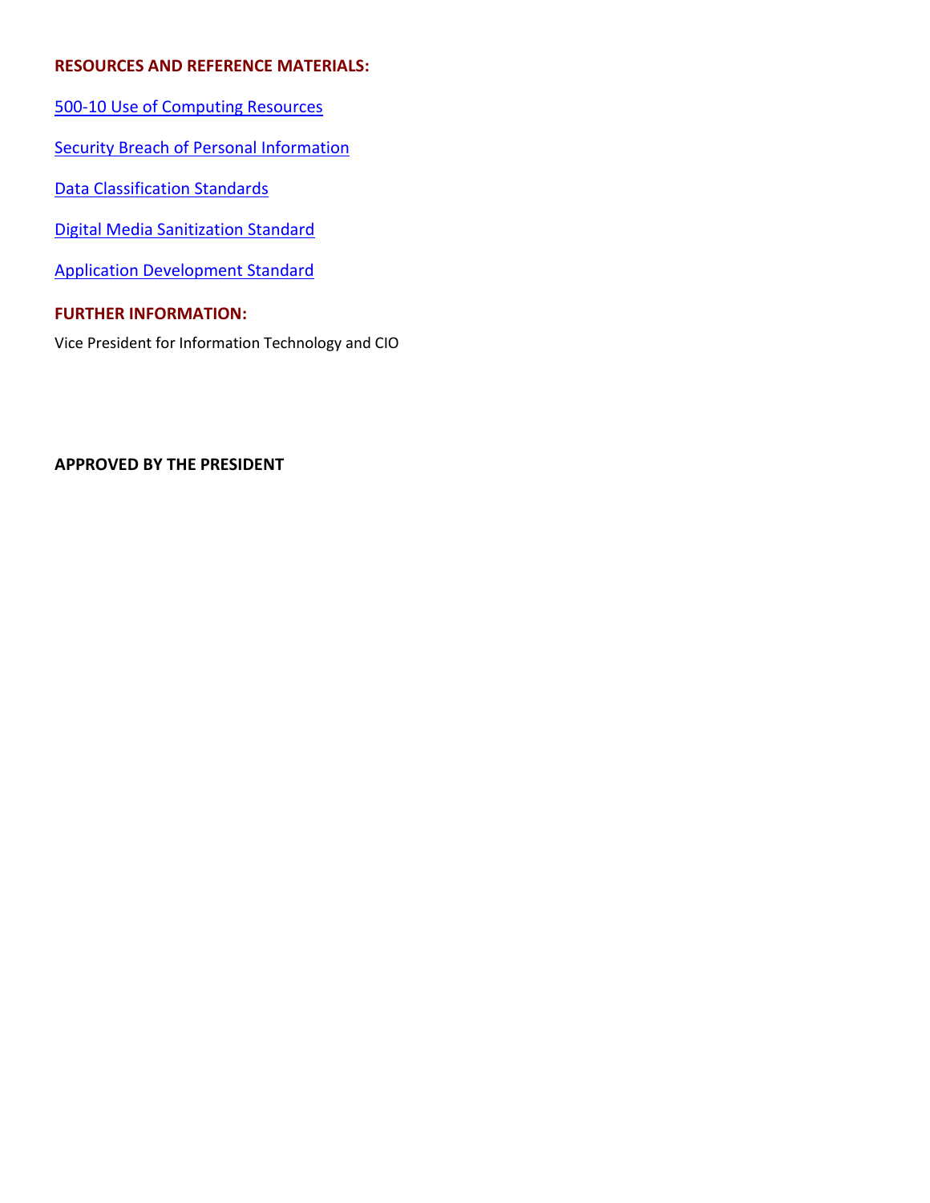## RESOURCES AND REFERENCE MATERIALS:

500-10 Use of Computing Resources

Security Breach of Personal Information

Data Classification Standards

Digital Media Sanitization Standard

Application Development Standard

## FURTHER INFORMATION:

Vice President for Information Technology and CIO

**APPROVED BY THE PRESIDENT**